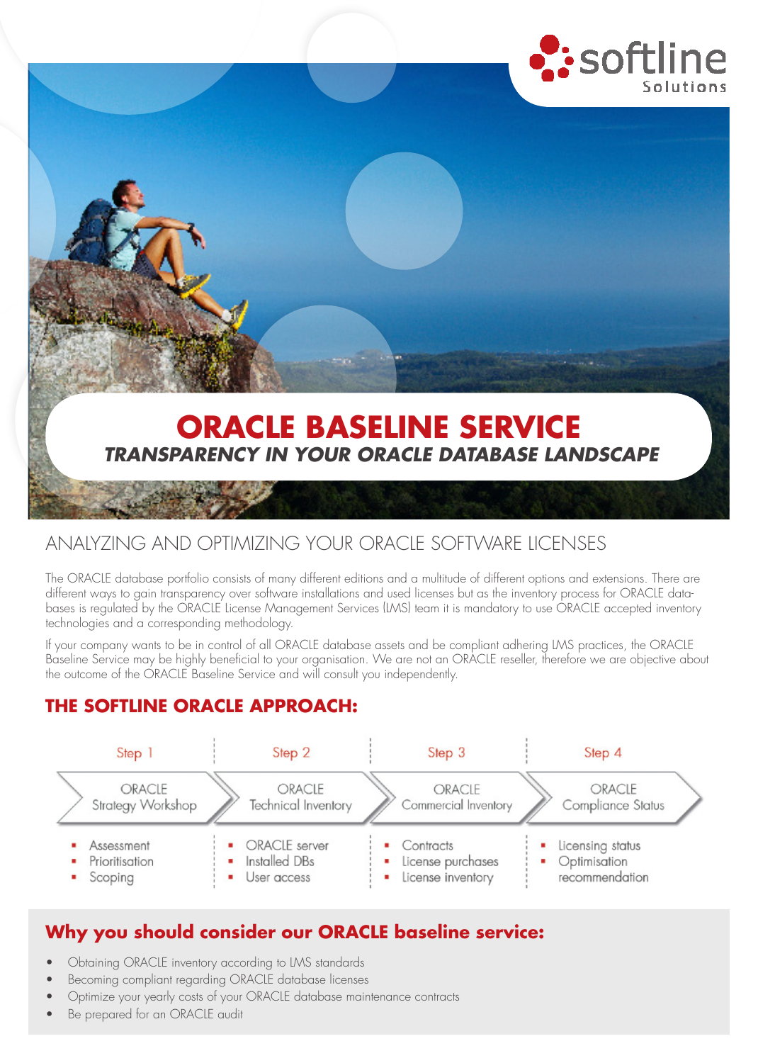softline Solutions

# ORACLE BASELINE SERVICE

***TRANSPARENCY IN YOUR ORACLE DATABASE LANDSCAPE***

## ANALYZING AND OPTIMIZING YOUR ORACLE SOFTWARE LICENSES

The ORACLE database portfolio consists of many different editions and a multitude of different options and extensions. There are different ways to gain transparency over software installations and used licenses but as the inventory process for ORACLE databases is regulated by the ORACLE License Management Services (LMS) team it is mandatory to use ORACLE accepted inventory technologies and a corresponding methodology.

If your company wants to be in control of all ORACLE database assets and be compliant adhering LMS practices, the ORACLE Baseline Service may be highly beneficial to your organisation. We are not an ORACLE reseller, therefore we are objective about the outcome of the ORACLE Baseline Service and will consult you independently.

## THE SOFTLINE ORACLE APPROACH:

| Step 1 | Step 2 | Step 3 | Step 4 |
|---|---|---|---|
| ORACLE Strategy Workshop | ORACLE Technical Inventory | ORACLE Commercial Inventory | ORACLE Compliance Status |
| ▪ Assessment<br>▪ Prioritisation<br>▪ Scoping | ▪ ORACLE server<br>▪ Installed DBs<br>▪ User access | ▪ Contracts<br>▪ License purchases<br>▪ License inventory | ▪ Licensing status<br>▪ Optimisation recommendation |

## Why you should consider our ORACLE baseline service:

- Obtaining ORACLE inventory according to LMS standards
- Becoming compliant regarding ORACLE database licenses
- Optimize your yearly costs of your ORACLE database maintenance contracts
- Be prepared for an ORACLE audit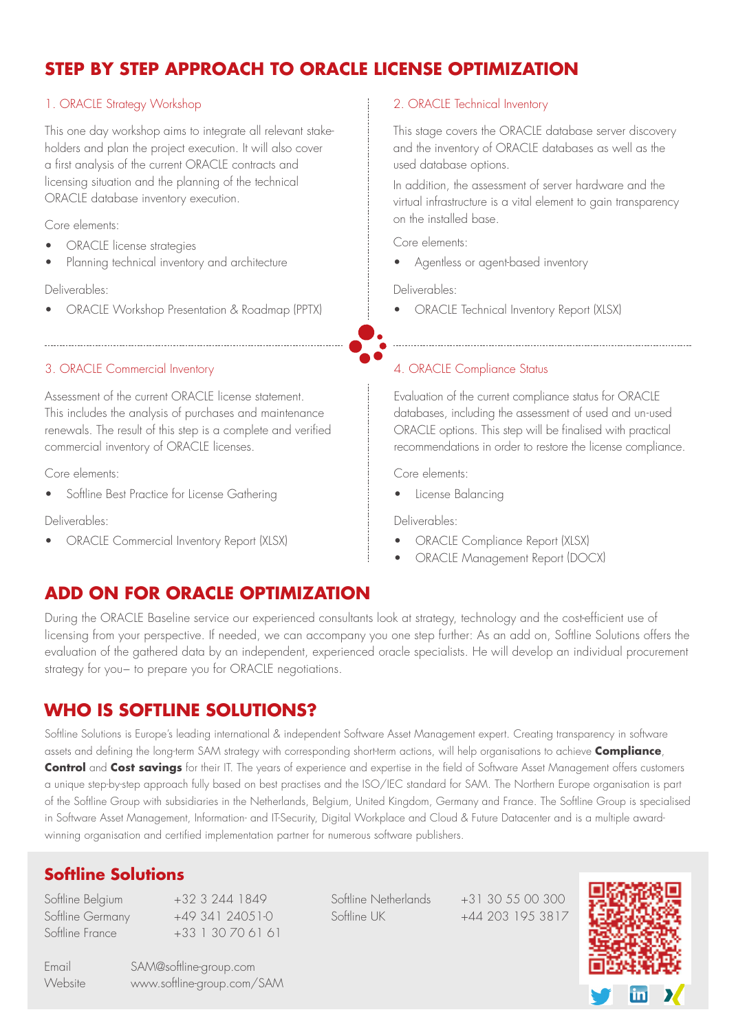## STEP BY STEP APPROACH TO ORACLE LICENSE OPTIMIZATION

### 1. ORACLE Strategy Workshop

This one day workshop aims to integrate all relevant stake-holders and plan the project execution. It will also cover a first analysis of the current ORACLE contracts and licensing situation and the planning of the technical ORACLE database inventory execution.

Core elements:

- ORACLE license strategies
- Planning technical inventory and architecture

Deliverables:

- ORACLE Workshop Presentation & Roadmap (PPTX)

### 2. ORACLE Technical Inventory

This stage covers the ORACLE database server discovery and the inventory of ORACLE databases as well as the used database options.

In addition, the assessment of server hardware and the virtual infrastructure is a vital element to gain transparency on the installed base.

Core elements:

- Agentless or agent-based inventory

Deliverables:

- ORACLE Technical Inventory Report (XLSX)

### 3. ORACLE Commercial Inventory

Assessment of the current ORACLE license statement. This includes the analysis of purchases and maintenance renewals. The result of this step is a complete and verified commercial inventory of ORACLE licenses.

Core elements:

- Softline Best Practice for License Gathering

Deliverables:

- ORACLE Commercial Inventory Report (XLSX)

### 4. ORACLE Compliance Status

Evaluation of the current compliance status for ORACLE databases, including the assessment of used and un-used ORACLE options. This step will be finalised with practical recommendations in order to restore the license compliance.

Core elements:

- License Balancing

Deliverables:

- ORACLE Compliance Report (XLSX)
- ORACLE Management Report (DOCX)

## ADD ON FOR ORACLE OPTIMIZATION

During the ORACLE Baseline service our experienced consultants look at strategy, technology and the cost-efficient use of licensing from your perspective. If needed, we can accompany you one step further: As an add on, Softline Solutions offers the evaluation of the gathered data by an independent, experienced oracle specialists. He will develop an individual procurement strategy for you– to prepare you for ORACLE negotiations.

## WHO IS SOFTLINE SOLUTIONS?

Softline Solutions is Europe's leading international & independent Software Asset Management expert. Creating transparency in software assets and defining the long-term SAM strategy with corresponding short-term actions, will help organisations to achieve **Compliance**, **Control** and **Cost savings** for their IT. The years of experience and expertise in the field of Software Asset Management offers customers a unique step-by-step approach fully based on best practises and the ISO/IEC standard for SAM. The Northern Europe organisation is part of the Softline Group with subsidiaries in the Netherlands, Belgium, United Kingdom, Germany and France. The Softline Group is specialised in Software Asset Management, Information- and IT-Security, Digital Workplace and Cloud & Future Datacenter and is a multiple award-winning organisation and certified implementation partner for numerous software publishers.

### Softline Solutions

| | |
|---|---|
| Softline Belgium | +32 3 244 1849 |
| Softline Germany | +49 341 24051-0 |
| Softline France | +33 1 30 70 61 61 |
| Softline Netherlands | +31 30 55 00 300 |
| Softline UK | +44 203 195 3817 |

Email SAM@softline-group.com

Website www.softline-group.com/SAM